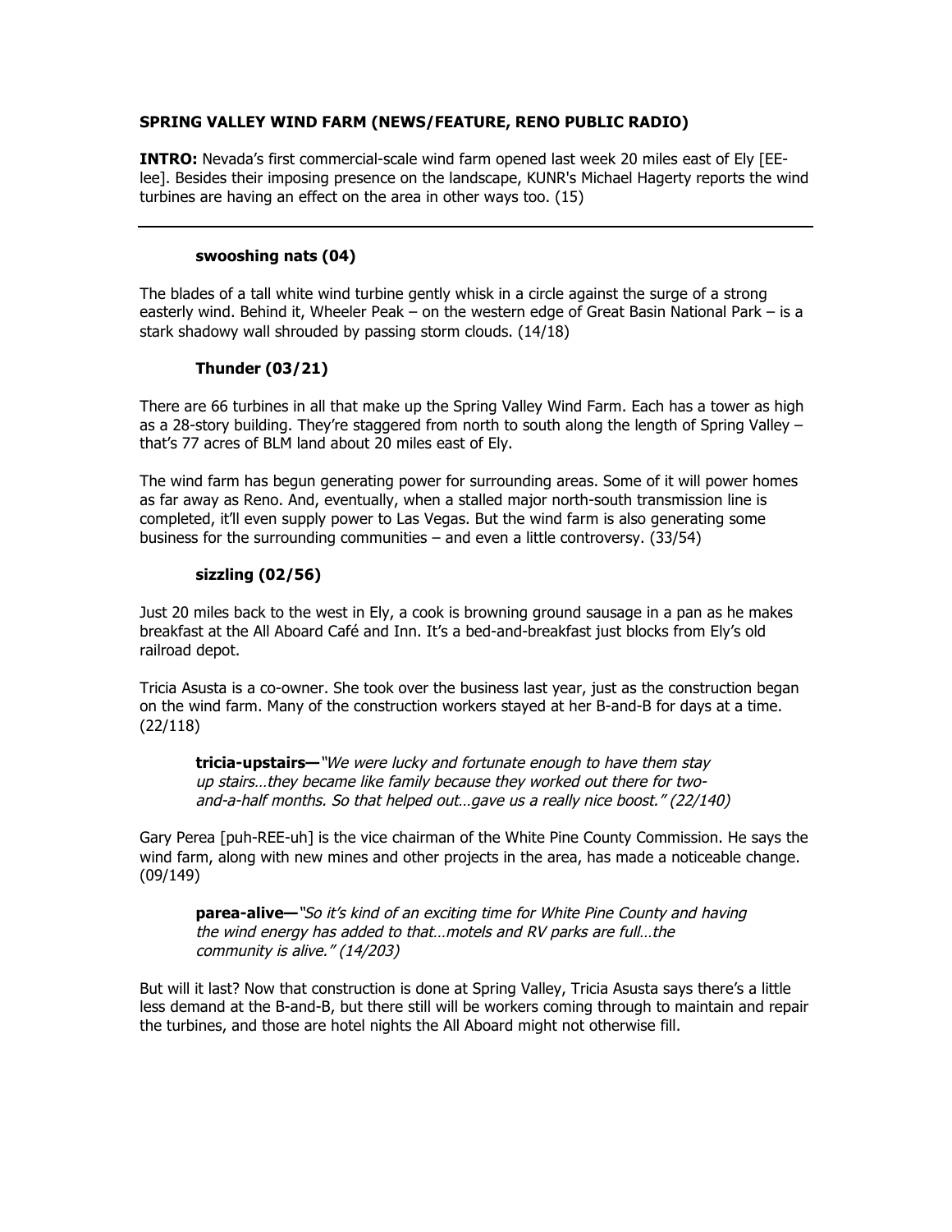**SPRING VALLEY WIND FARM (NEWS/FEATURE, RENO PUBLIC RADIO)**

**INTRO:** Nevada's first commercial-scale wind farm opened last week 20 miles east of Ely [EE-lee]. Besides their imposing presence on the landscape, KUNR's Michael Hagerty reports the wind turbines are having an effect on the area in other ways too. (15)

---

**swooshing nats (04)**

The blades of a tall white wind turbine gently whisk in a circle against the surge of a strong easterly wind. Behind it, Wheeler Peak – on the western edge of Great Basin National Park – is a stark shadowy wall shrouded by passing storm clouds. (14/18)

**Thunder (03/21)**

There are 66 turbines in all that make up the Spring Valley Wind Farm. Each has a tower as high as a 28-story building. They're staggered from north to south along the length of Spring Valley – that's 77 acres of BLM land about 20 miles east of Ely.

The wind farm has begun generating power for surrounding areas. Some of it will power homes as far away as Reno. And, eventually, when a stalled major north-south transmission line is completed, it'll even supply power to Las Vegas. But the wind farm is also generating some business for the surrounding communities – and even a little controversy. (33/54)

**sizzling (02/56)**

Just 20 miles back to the west in Ely, a cook is browning ground sausage in a pan as he makes breakfast at the All Aboard Café and Inn. It's a bed-and-breakfast just blocks from Ely's old railroad depot.

Tricia Asusta is a co-owner. She took over the business last year, just as the construction began on the wind farm. Many of the construction workers stayed at her B-and-B for days at a time. (22/118)

> **tricia-upstairs—** *"We were lucky and fortunate enough to have them stay up stairs…they became like family because they worked out there for two-and-a-half months. So that helped out…gave us a really nice boost." (22/140)*

Gary Perea [puh-REE-uh] is the vice chairman of the White Pine County Commission. He says the wind farm, along with new mines and other projects in the area, has made a noticeable change. (09/149)

> **parea-alive—** *"So it's kind of an exciting time for White Pine County and having the wind energy has added to that…motels and RV parks are full…the community is alive." (14/203)*

But will it last? Now that construction is done at Spring Valley, Tricia Asusta says there's a little less demand at the B-and-B, but there still will be workers coming through to maintain and repair the turbines, and those are hotel nights the All Aboard might not otherwise fill.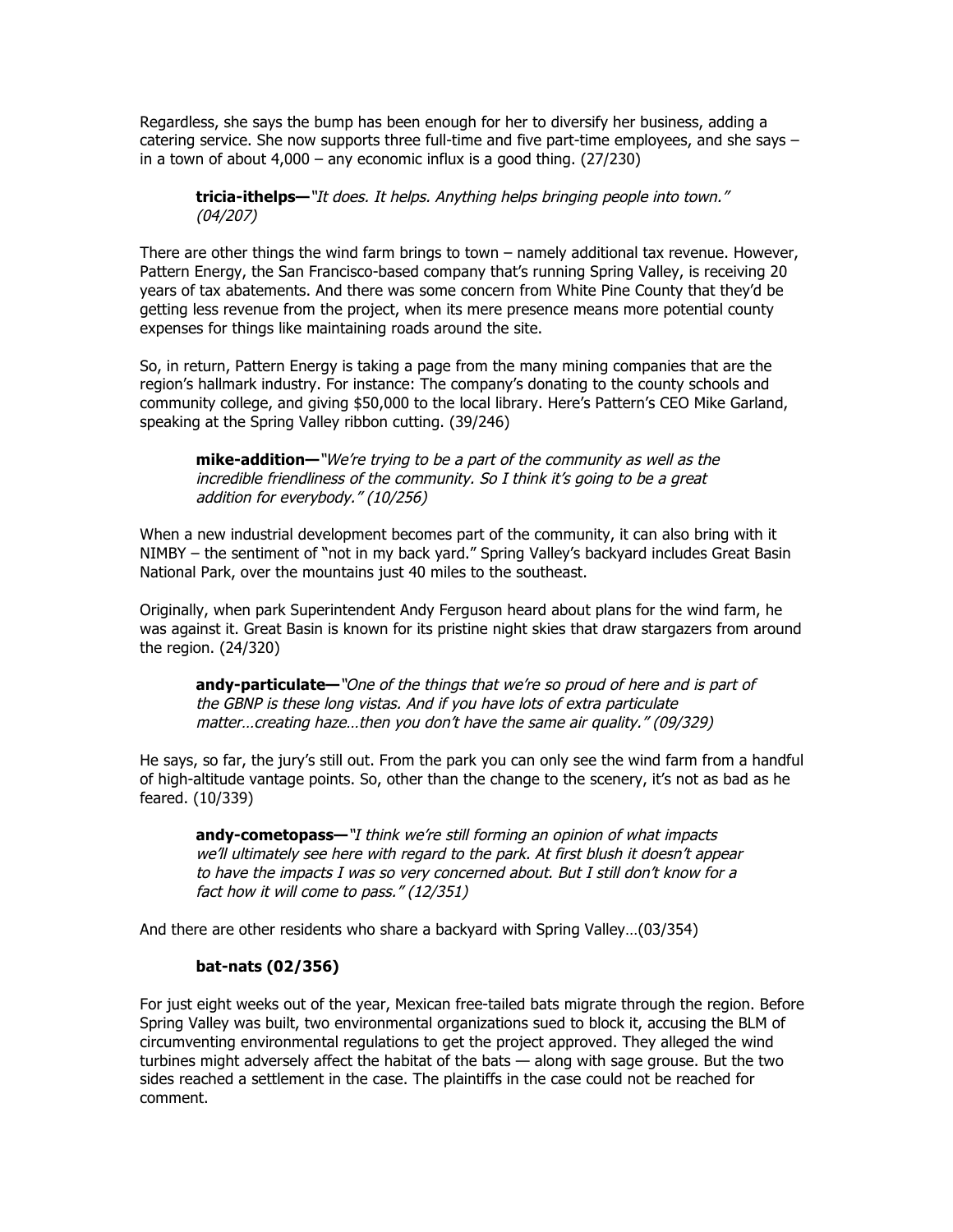Regardless, she says the bump has been enough for her to diversify her business, adding a catering service. She now supports three full-time and five part-time employees, and she says – in a town of about 4,000 – any economic influx is a good thing. (27/230)

> **tricia-ithelps—** *"It does. It helps. Anything helps bringing people into town." (04/207)*

There are other things the wind farm brings to town – namely additional tax revenue. However, Pattern Energy, the San Francisco-based company that's running Spring Valley, is receiving 20 years of tax abatements. And there was some concern from White Pine County that they'd be getting less revenue from the project, when its mere presence means more potential county expenses for things like maintaining roads around the site.

So, in return, Pattern Energy is taking a page from the many mining companies that are the region's hallmark industry. For instance: The company's donating to the county schools and community college, and giving $50,000 to the local library. Here's Pattern's CEO Mike Garland, speaking at the Spring Valley ribbon cutting. (39/246)

> **mike-addition—** *"We're trying to be a part of the community as well as the incredible friendliness of the community. So I think it's going to be a great addition for everybody." (10/256)*

When a new industrial development becomes part of the community, it can also bring with it NIMBY – the sentiment of "not in my back yard." Spring Valley's backyard includes Great Basin National Park, over the mountains just 40 miles to the southeast.

Originally, when park Superintendent Andy Ferguson heard about plans for the wind farm, he was against it. Great Basin is known for its pristine night skies that draw stargazers from around the region. (24/320)

> **andy-particulate—** *"One of the things that we're so proud of here and is part of the GBNP is these long vistas. And if you have lots of extra particulate matter…creating haze…then you don't have the same air quality." (09/329)*

He says, so far, the jury's still out. From the park you can only see the wind farm from a handful of high-altitude vantage points. So, other than the change to the scenery, it's not as bad as he feared. (10/339)

> **andy-cometopass—** *"I think we're still forming an opinion of what impacts we'll ultimately see here with regard to the park. At first blush it doesn't appear to have the impacts I was so very concerned about. But I still don't know for a fact how it will come to pass." (12/351)*

And there are other residents who share a backyard with Spring Valley…(03/354)

> **bat-nats (02/356)**

For just eight weeks out of the year, Mexican free-tailed bats migrate through the region. Before Spring Valley was built, two environmental organizations sued to block it, accusing the BLM of circumventing environmental regulations to get the project approved. They alleged the wind turbines might adversely affect the habitat of the bats — along with sage grouse. But the two sides reached a settlement in the case. The plaintiffs in the case could not be reached for comment.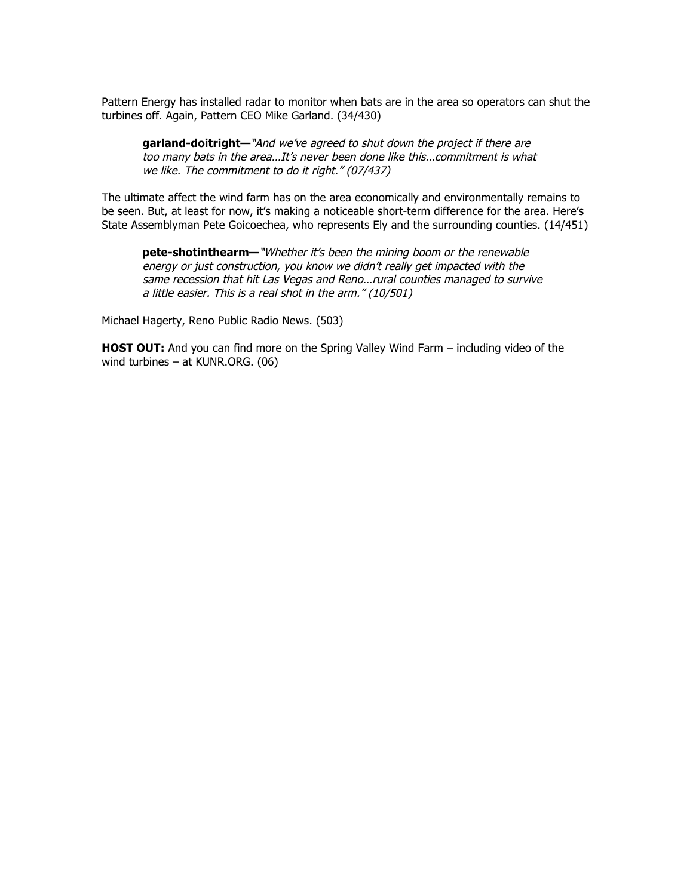Pattern Energy has installed radar to monitor when bats are in the area so operators can shut the turbines off. Again, Pattern CEO Mike Garland. (34/430)

> **garland-doitright—***"And we've agreed to shut down the project if there are too many bats in the area…It's never been done like this…commitment is what we like. The commitment to do it right." (07/437)*

The ultimate affect the wind farm has on the area economically and environmentally remains to be seen. But, at least for now, it's making a noticeable short-term difference for the area. Here's State Assemblyman Pete Goicoechea, who represents Ely and the surrounding counties. (14/451)

> **pete-shotinthearm—***"Whether it's been the mining boom or the renewable energy or just construction, you know we didn't really get impacted with the same recession that hit Las Vegas and Reno…rural counties managed to survive a little easier. This is a real shot in the arm." (10/501)*

Michael Hagerty, Reno Public Radio News. (503)

**HOST OUT:** And you can find more on the Spring Valley Wind Farm – including video of the wind turbines – at KUNR.ORG. (06)